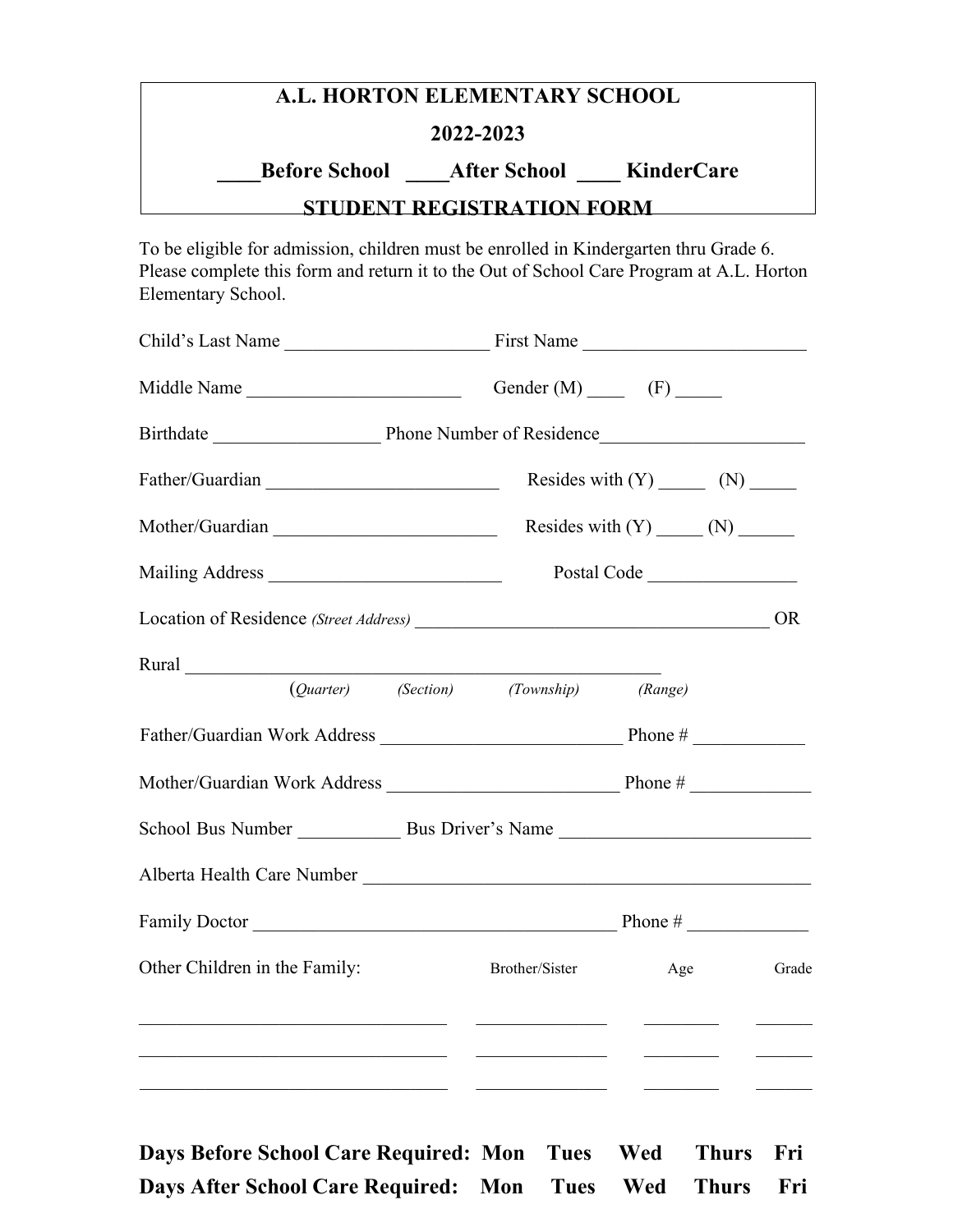# A.L. HORTON ELEMENTARY SCHOOL

## 2022-2023

**____Before School ____After School ____ KinderCare**

## STUDENT REGISTRATION FORM

To be eligible for admission, children must be enrolled in Kindergarten thru Grade 6. Please complete this form and return it to the Out of School Care Program at A.L. Horton Elementary School.

Child's Last Name ______________________ First Name ________________________

Middle Name _______________________ Gender (M) ____ (F) _____

Birthdate _________________ Phone Number of Residence_____________________

Father/Guardian _________________________ Resides with (Y) _____ (N) _____

Mother/Guardian ________________________ Resides with (Y) _____ (N) ______

Mailing Address _________________________ Postal Code ________________

Location of Residence *(Street Address)* ______________________________________ OR

Rural ____________________________________________________
(*Quarter*) *(Section)* *(Township)* *(Range)*

Father/Guardian Work Address __________________________ Phone # ____________

Mother/Guardian Work Address _________________________ Phone # _____________

School Bus Number ___________ Bus Driver's Name __________________________

Alberta Health Care Number ______________________________________________

Family Doctor _______________________________________ Phone # _____________

Other Children in the Family:

| | Brother/Sister | Age | Grade |
|---|---|---|---|
| _________________________________ | ______________ | ________ | ______ |
| _________________________________ | ______________ | ________ | ______ |
| _________________________________ | ______________ | ________ | ______ |

**Days Before School Care Required: Mon Tues Wed Thurs Fri**

**Days After School Care Required: Mon Tues Wed Thurs Fri**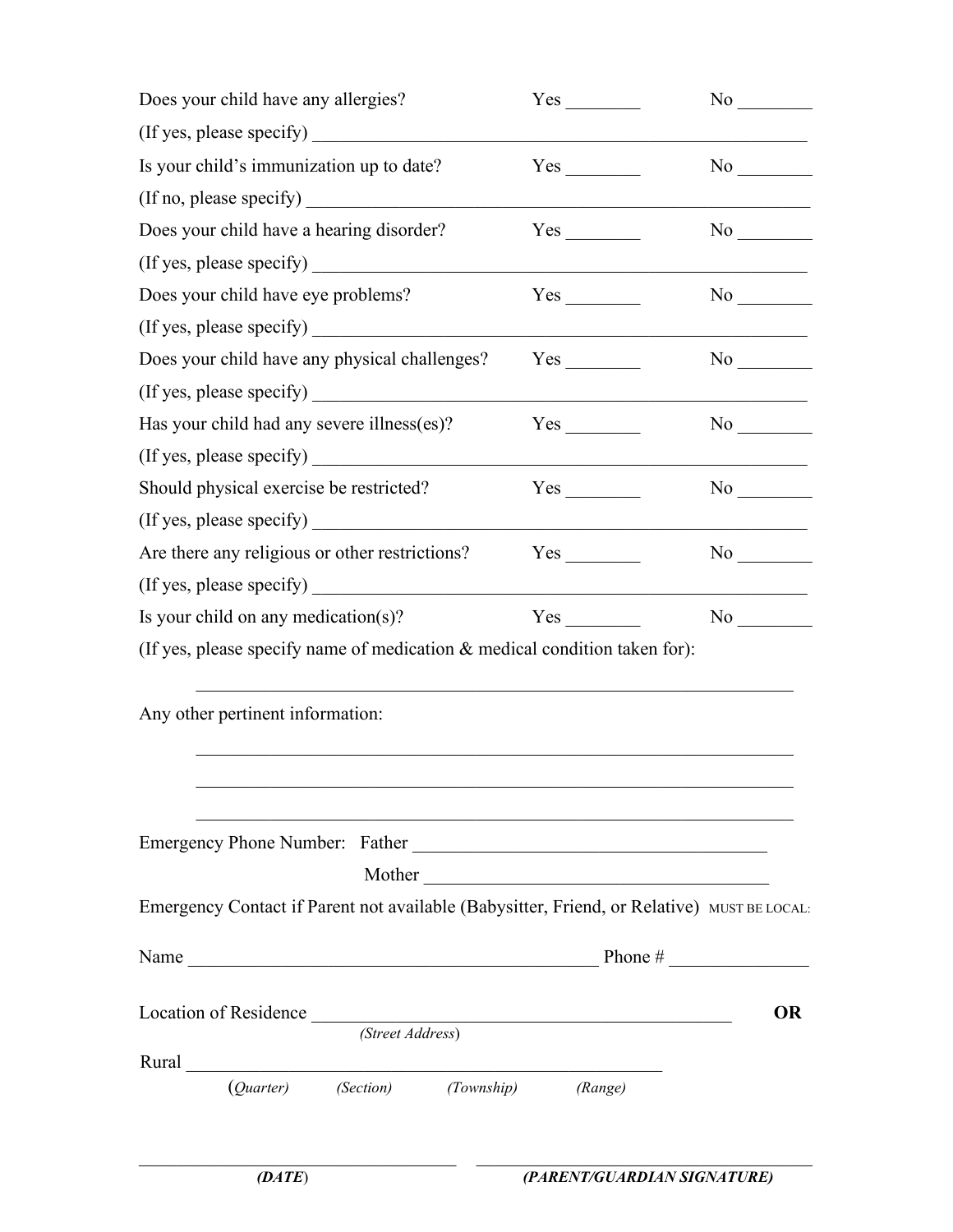Does your child have any allergies? Yes ________ No ________

(If yes, please specify) ____________________________________________________________

Is your child's immunization up to date? Yes ________ No ________

(If no, please specify) ____________________________________________________________

Does your child have a hearing disorder? Yes ________ No ________

(If yes, please specify) ____________________________________________________________

Does your child have eye problems? Yes ________ No ________

(If yes, please specify) ____________________________________________________________

Does your child have any physical challenges? Yes ________ No ________

(If yes, please specify) ____________________________________________________________

Has your child had any severe illness(es)? Yes ________ No ________

(If yes, please specify) ____________________________________________________________

Should physical exercise be restricted? Yes ________ No ________

(If yes, please specify) ____________________________________________________________

Are there any religious or other restrictions? Yes ________ No ________

(If yes, please specify) ____________________________________________________________

Is your child on any medication(s)? Yes ________ No ________

(If yes, please specify name of medication & medical condition taken for):

____________________________________________________________

Any other pertinent information:

____________________________________________________________

____________________________________________________________

____________________________________________________________

Emergency Phone Number: Father ________________________________________

Mother ________________________________________

Emergency Contact if Parent not available (Babysitter, Friend, or Relative) MUST BE LOCAL:

Name ______________________________________________ Phone # _______________

Location of Residence ______________________________________________ **OR**

*(Street Address)*

Rural ______________________________________________________

(*Quarter*) *(Section)* *(Township)* *(Range)*

_____________________________________ _____________________________________

***(DATE)*** ***(PARENT/GUARDIAN SIGNATURE)***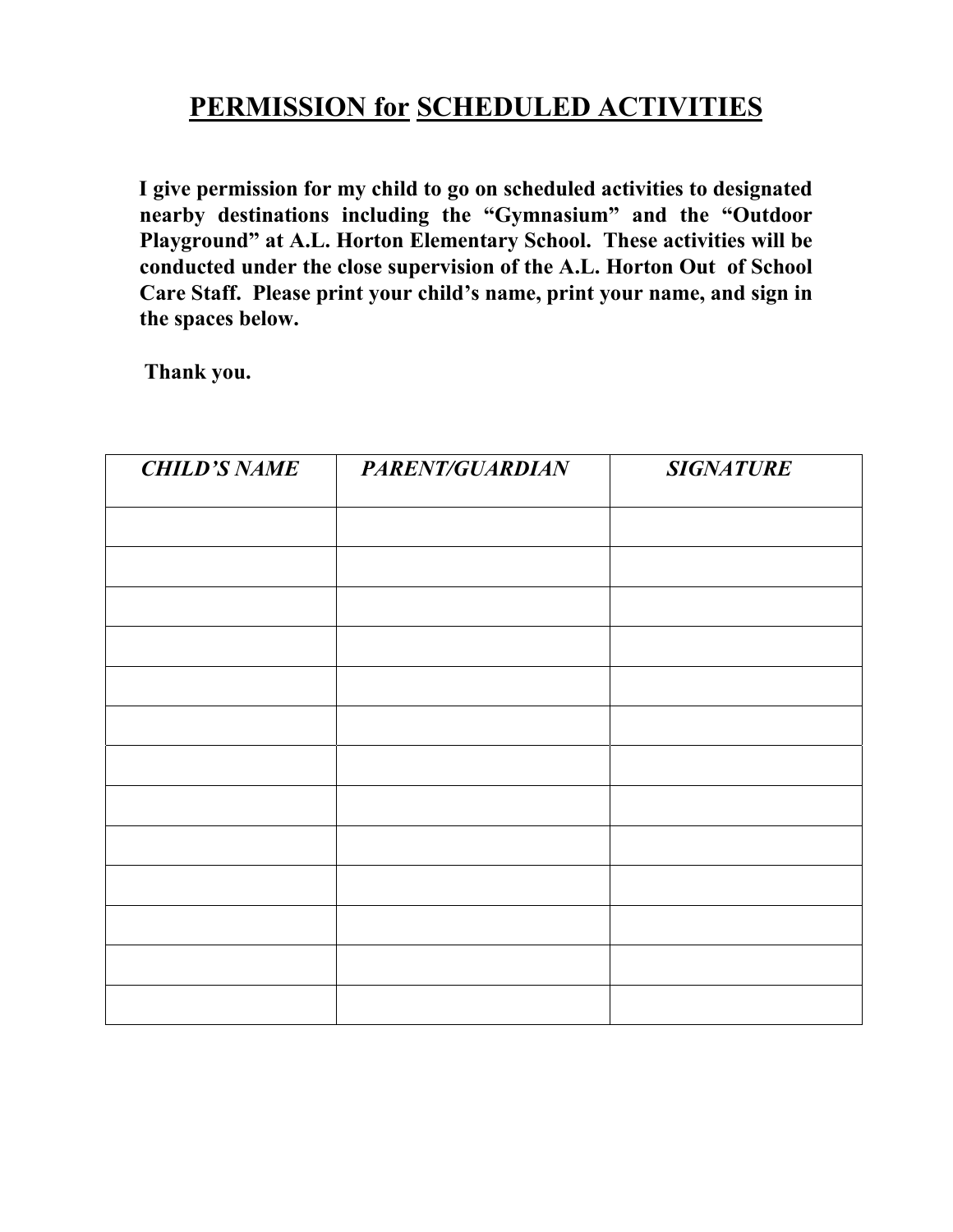# **PERMISSION for SCHEDULED ACTIVITIES**

**I give permission for my child to go on scheduled activities to designated nearby destinations including the "Gymnasium" and the "Outdoor Playground" at A.L. Horton Elementary School. These activities will be conducted under the close supervision of the A.L. Horton Out of School Care Staff. Please print your child's name, print your name, and sign in the spaces below.**

**Thank you.**

| ***CHILD'S NAME*** | ***PARENT/GUARDIAN*** | ***SIGNATURE*** |
|---|---|---|
| | | |
| | | |
| | | |
| | | |
| | | |
| | | |
| | | |
| | | |
| | | |
| | | |
| | | |
| | | |
| | | |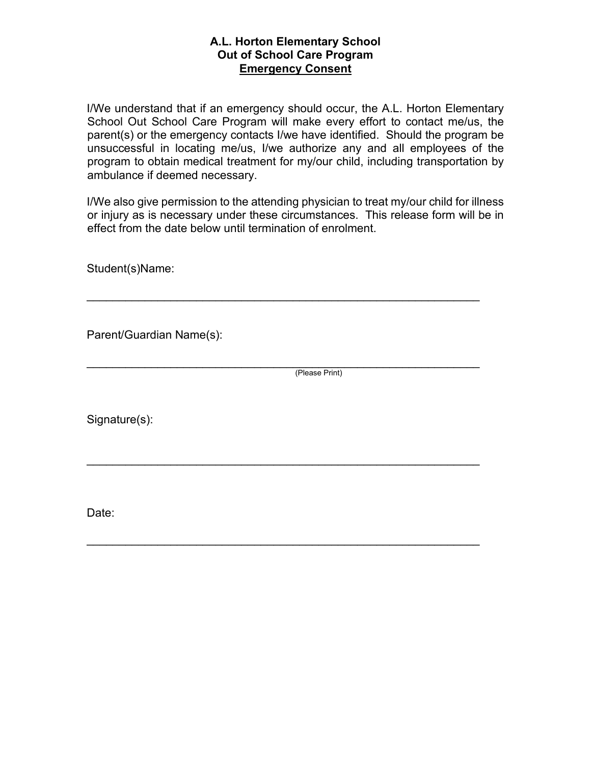**A.L. Horton Elementary School**
**Out of School Care Program**
**Emergency Consent**

I/We understand that if an emergency should occur, the A.L. Horton Elementary School Out School Care Program will make every effort to contact me/us, the parent(s) or the emergency contacts I/we have identified. Should the program be unsuccessful in locating me/us, I/we authorize any and all employees of the program to obtain medical treatment for my/our child, including transportation by ambulance if deemed necessary.

I/We also give permission to the attending physician to treat my/our child for illness or injury as is necessary under these circumstances. This release form will be in effect from the date below until termination of enrolment.

Student(s)Name:

_______________________________________________________________

Parent/Guardian Name(s):

_______________________________________________________________
(Please Print)

Signature(s):

_______________________________________________________________

Date:

_______________________________________________________________